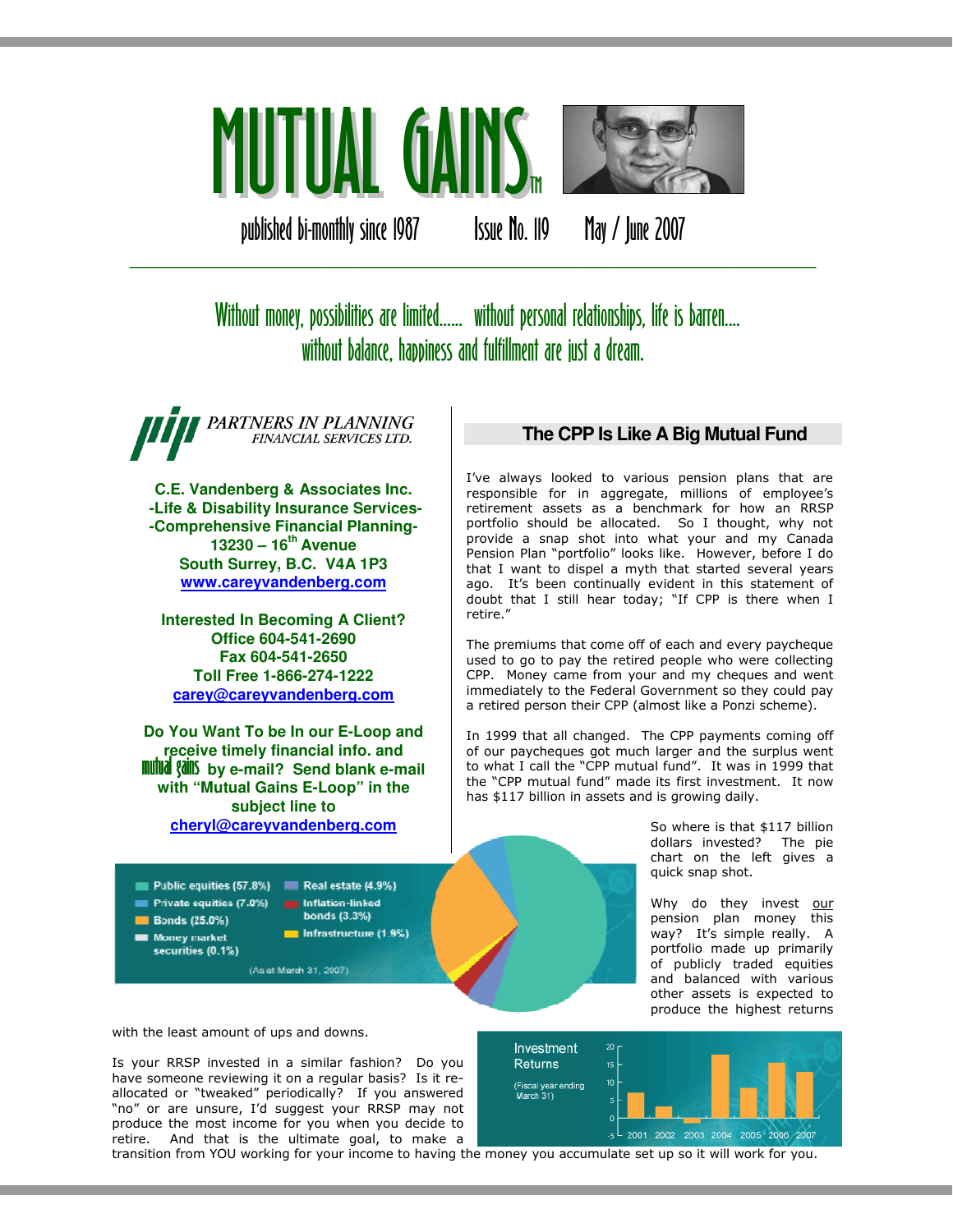# MUTUAL GAINS™

published bi-monthly since 1987 &nbsp;&nbsp;&nbsp; Issue No. 119 &nbsp;&nbsp;&nbsp; May / June 2007

*Without money, possibilities are limited...... without personal relationships, life is barren.... without balance, happiness and fulfillment are just a dream.*

**PARTNERS IN PLANNING FINANCIAL SERVICES LTD.**

**C.E. Vandenberg & Associates Inc.**
**-Life & Disability Insurance Services-**
**-Comprehensive Financial Planning-**
**13230 – 16th Avenue**
**South Surrey, B.C. V4A 1P3**
**www.careyvandenberg.com**

**Interested In Becoming A Client?**
**Office 604-541-2690**
**Fax 604-541-2650**
**Toll Free 1-866-274-1222**
**carey@careyvandenberg.com**

**Do You Want To be In our E-Loop and receive timely financial info. and mutual gains by e-mail? Send blank e-mail with "Mutual Gains E-Loop" in the subject line to cheryl@careyvandenberg.com**

## The CPP Is Like A Big Mutual Fund

I've always looked to various pension plans that are responsible for in aggregate, millions of employee's retirement assets as a benchmark for how an RRSP portfolio should be allocated. So I thought, why not provide a snap shot into what your and my Canada Pension Plan "portfolio" looks like. However, before I do that I want to dispel a myth that started several years ago. It's been continually evident in this statement of doubt that I still hear today; "If CPP is there when I retire."

The premiums that come off of each and every paycheque used to go to pay the retired people who were collecting CPP. Money came from your and my cheques and went immediately to the Federal Government so they could pay a retired person their CPP (almost like a Ponzi scheme).

In 1999 that all changed. The CPP payments coming off of our paycheques got much larger and the surplus went to what I call the "CPP mutual fund". It was in 1999 that the "CPP mutual fund" made its first investment. It now has $117 billion in assets and is growing daily.

So where is that $117 billion dollars invested? The pie chart on the left gives a quick snap shot.

- Public equities (57.8%)
- Private equities (7.0%)
- Bonds (25.0%)
- Money market securities (0.1%)
- Real estate (4.9%)
- Inflation-linked bonds (3.3%)
- Infrastructure (1.9%)

(As at March 31, 2007)

Why do they invest our pension plan money this way? It's simple really. A portfolio made up primarily of publicly traded equities and balanced with various other assets is expected to produce the highest returns with the least amount of ups and downs.

Investment Returns (Fiscal year ending March 31) — 2001, 2002, 2003, 2004, 2005, 2006, 2007

Is your RRSP invested in a similar fashion? Do you have someone reviewing it on a regular basis? Is it re-allocated or "tweaked" periodically? If you answered "no" or are unsure, I'd suggest your RRSP may not produce the most income for you when you decide to retire. And that is the ultimate goal, to make a transition from YOU working for your income to having the money you accumulate set up so it will work for you.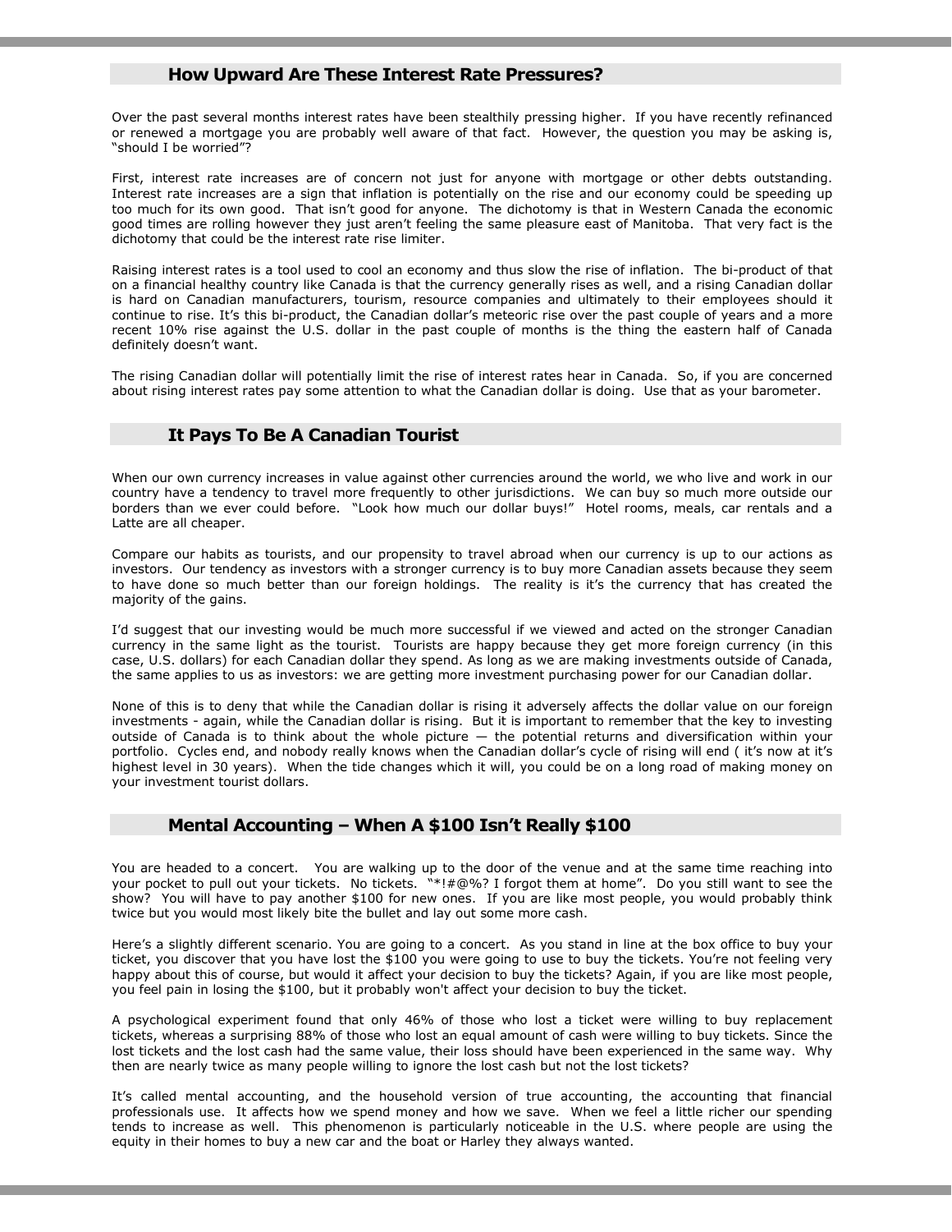## How Upward Are These Interest Rate Pressures?

Over the past several months interest rates have been stealthily pressing higher. If you have recently refinanced or renewed a mortgage you are probably well aware of that fact. However, the question you may be asking is, "should I be worried"?

First, interest rate increases are of concern not just for anyone with mortgage or other debts outstanding. Interest rate increases are a sign that inflation is potentially on the rise and our economy could be speeding up too much for its own good. That isn't good for anyone. The dichotomy is that in Western Canada the economic good times are rolling however they just aren't feeling the same pleasure east of Manitoba. That very fact is the dichotomy that could be the interest rate rise limiter.

Raising interest rates is a tool used to cool an economy and thus slow the rise of inflation. The bi-product of that on a financial healthy country like Canada is that the currency generally rises as well, and a rising Canadian dollar is hard on Canadian manufacturers, tourism, resource companies and ultimately to their employees should it continue to rise. It's this bi-product, the Canadian dollar's meteoric rise over the past couple of years and a more recent 10% rise against the U.S. dollar in the past couple of months is the thing the eastern half of Canada definitely doesn't want.

The rising Canadian dollar will potentially limit the rise of interest rates hear in Canada. So, if you are concerned about rising interest rates pay some attention to what the Canadian dollar is doing. Use that as your barometer.

## It Pays To Be A Canadian Tourist

When our own currency increases in value against other currencies around the world, we who live and work in our country have a tendency to travel more frequently to other jurisdictions. We can buy so much more outside our borders than we ever could before. "Look how much our dollar buys!" Hotel rooms, meals, car rentals and a Latte are all cheaper.

Compare our habits as tourists, and our propensity to travel abroad when our currency is up to our actions as investors. Our tendency as investors with a stronger currency is to buy more Canadian assets because they seem to have done so much better than our foreign holdings. The reality is it's the currency that has created the majority of the gains.

I'd suggest that our investing would be much more successful if we viewed and acted on the stronger Canadian currency in the same light as the tourist. Tourists are happy because they get more foreign currency (in this case, U.S. dollars) for each Canadian dollar they spend. As long as we are making investments outside of Canada, the same applies to us as investors: we are getting more investment purchasing power for our Canadian dollar.

None of this is to deny that while the Canadian dollar is rising it adversely affects the dollar value on our foreign investments - again, while the Canadian dollar is rising. But it is important to remember that the key to investing outside of Canada is to think about the whole picture — the potential returns and diversification within your portfolio. Cycles end, and nobody really knows when the Canadian dollar's cycle of rising will end ( it's now at it's highest level in 30 years). When the tide changes which it will, you could be on a long road of making money on your investment tourist dollars.

## Mental Accounting – When A $100 Isn't Really $100

You are headed to a concert. You are walking up to the door of the venue and at the same time reaching into your pocket to pull out your tickets. No tickets. "*!#@%? I forgot them at home". Do you still want to see the show? You will have to pay another $100 for new ones. If you are like most people, you would probably think twice but you would most likely bite the bullet and lay out some more cash.

Here's a slightly different scenario. You are going to a concert. As you stand in line at the box office to buy your ticket, you discover that you have lost the $100 you were going to use to buy the tickets. You're not feeling very happy about this of course, but would it affect your decision to buy the tickets? Again, if you are like most people, you feel pain in losing the $100, but it probably won't affect your decision to buy the ticket.

A psychological experiment found that only 46% of those who lost a ticket were willing to buy replacement tickets, whereas a surprising 88% of those who lost an equal amount of cash were willing to buy tickets. Since the lost tickets and the lost cash had the same value, their loss should have been experienced in the same way. Why then are nearly twice as many people willing to ignore the lost cash but not the lost tickets?

It's called mental accounting, and the household version of true accounting, the accounting that financial professionals use. It affects how we spend money and how we save. When we feel a little richer our spending tends to increase as well. This phenomenon is particularly noticeable in the U.S. where people are using the equity in their homes to buy a new car and the boat or Harley they always wanted.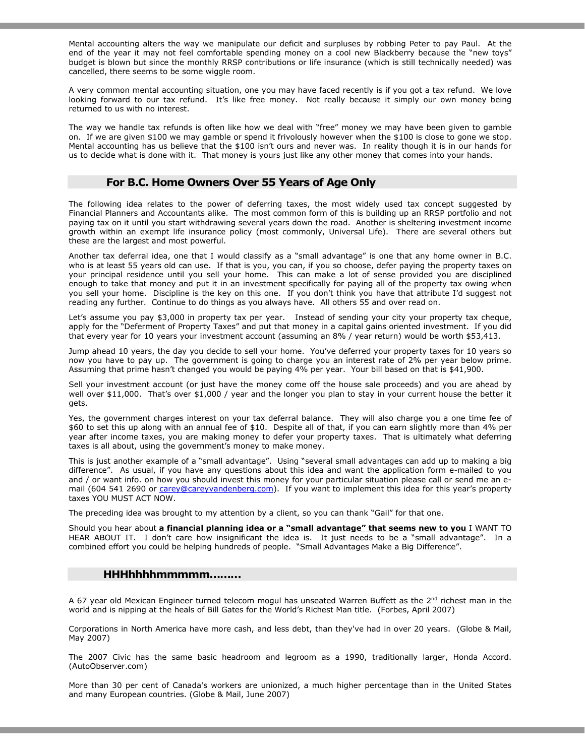Mental accounting alters the way we manipulate our deficit and surpluses by robbing Peter to pay Paul. At the end of the year it may not feel comfortable spending money on a cool new Blackberry because the "new toys" budget is blown but since the monthly RRSP contributions or life insurance (which is still technically needed) was cancelled, there seems to be some wiggle room.

A very common mental accounting situation, one you may have faced recently is if you got a tax refund. We love looking forward to our tax refund. It's like free money. Not really because it simply our own money being returned to us with no interest.

The way we handle tax refunds is often like how we deal with "free" money we may have been given to gamble on. If we are given $100 we may gamble or spend it frivolously however when the $100 is close to gone we stop. Mental accounting has us believe that the $100 isn't ours and never was. In reality though it is in our hands for us to decide what is done with it. That money is yours just like any other money that comes into your hands.

## For B.C. Home Owners Over 55 Years of Age Only

The following idea relates to the power of deferring taxes, the most widely used tax concept suggested by Financial Planners and Accountants alike. The most common form of this is building up an RRSP portfolio and not paying tax on it until you start withdrawing several years down the road. Another is sheltering investment income growth within an exempt life insurance policy (most commonly, Universal Life). There are several others but these are the largest and most powerful.

Another tax deferral idea, one that I would classify as a "small advantage" is one that any home owner in B.C. who is at least 55 years old can use. If that is you, you can, if you so choose, defer paying the property taxes on your principal residence until you sell your home. This can make a lot of sense provided you are disciplined enough to take that money and put it in an investment specifically for paying all of the property tax owing when you sell your home. Discipline is the key on this one. If you don't think you have that attribute I'd suggest not reading any further. Continue to do things as you always have. All others 55 and over read on.

Let's assume you pay $3,000 in property tax per year. Instead of sending your city your property tax cheque, apply for the "Deferment of Property Taxes" and put that money in a capital gains oriented investment. If you did that every year for 10 years your investment account (assuming an 8% / year return) would be worth $53,413.

Jump ahead 10 years, the day you decide to sell your home. You've deferred your property taxes for 10 years so now you have to pay up. The government is going to charge you an interest rate of 2% per year below prime. Assuming that prime hasn't changed you would be paying 4% per year. Your bill based on that is $41,900.

Sell your investment account (or just have the money come off the house sale proceeds) and you are ahead by well over $11,000. That's over $1,000 / year and the longer you plan to stay in your current house the better it gets.

Yes, the government charges interest on your tax deferral balance. They will also charge you a one time fee of $60 to set this up along with an annual fee of $10. Despite all of that, if you can earn slightly more than 4% per year after income taxes, you are making money to defer your property taxes. That is ultimately what deferring taxes is all about, using the government's money to make money.

This is just another example of a "small advantage". Using "several small advantages can add up to making a big difference". As usual, if you have any questions about this idea and want the application form e-mailed to you and / or want info. on how you should invest this money for your particular situation please call or send me an e-mail (604 541 2690 or carey@careyvandenberg.com). If you want to implement this idea for this year's property taxes YOU MUST ACT NOW.

The preceding idea was brought to my attention by a client, so you can thank "Gail" for that one.

Should you hear about **a financial planning idea or a "small advantage" that seems new to you** I WANT TO HEAR ABOUT IT. I don't care how insignificant the idea is. It just needs to be a "small advantage". In a combined effort you could be helping hundreds of people. "Small Advantages Make a Big Difference".

## HHHhhhhmmmmm………

A 67 year old Mexican Engineer turned telecom mogul has unseated Warren Buffett as the 2nd richest man in the world and is nipping at the heals of Bill Gates for the World's Richest Man title. (Forbes, April 2007)

Corporations in North America have more cash, and less debt, than they've had in over 20 years. (Globe & Mail, May 2007)

The 2007 Civic has the same basic headroom and legroom as a 1990, traditionally larger, Honda Accord. (AutoObserver.com)

More than 30 per cent of Canada's workers are unionized, a much higher percentage than in the United States and many European countries. (Globe & Mail, June 2007)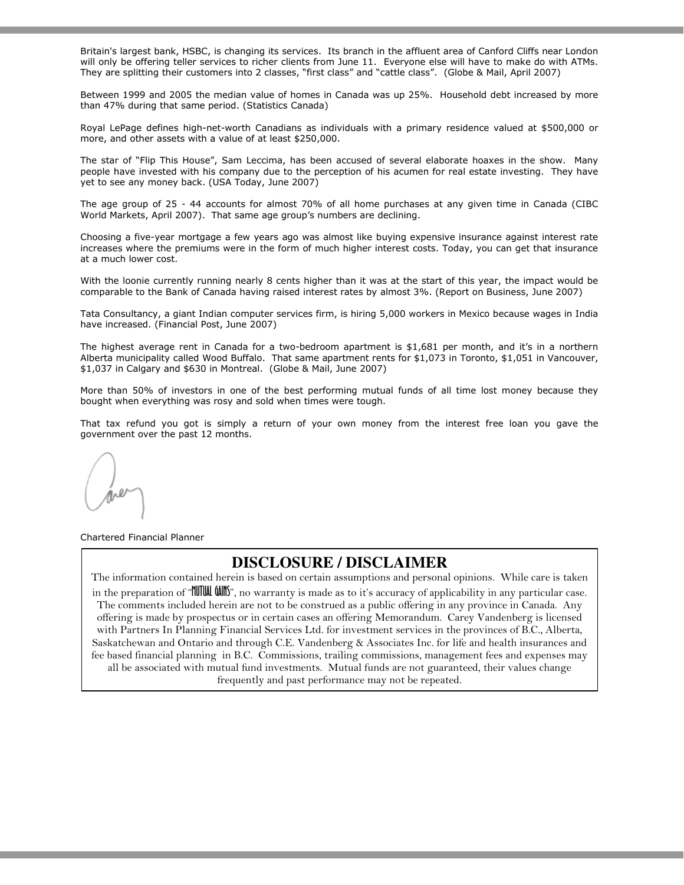Britain's largest bank, HSBC, is changing its services. Its branch in the affluent area of Canford Cliffs near London will only be offering teller services to richer clients from June 11. Everyone else will have to make do with ATMs. They are splitting their customers into 2 classes, "first class" and "cattle class". (Globe & Mail, April 2007)

Between 1999 and 2005 the median value of homes in Canada was up 25%. Household debt increased by more than 47% during that same period. (Statistics Canada)

Royal LePage defines high-net-worth Canadians as individuals with a primary residence valued at $500,000 or more, and other assets with a value of at least $250,000.

The star of "Flip This House", Sam Leccima, has been accused of several elaborate hoaxes in the show. Many people have invested with his company due to the perception of his acumen for real estate investing. They have yet to see any money back. (USA Today, June 2007)

The age group of 25 - 44 accounts for almost 70% of all home purchases at any given time in Canada (CIBC World Markets, April 2007). That same age group's numbers are declining.

Choosing a five-year mortgage a few years ago was almost like buying expensive insurance against interest rate increases where the premiums were in the form of much higher interest costs. Today, you can get that insurance at a much lower cost.

With the loonie currently running nearly 8 cents higher than it was at the start of this year, the impact would be comparable to the Bank of Canada having raised interest rates by almost 3%. (Report on Business, June 2007)

Tata Consultancy, a giant Indian computer services firm, is hiring 5,000 workers in Mexico because wages in India have increased. (Financial Post, June 2007)

The highest average rent in Canada for a two-bedroom apartment is $1,681 per month, and it's in a northern Alberta municipality called Wood Buffalo. That same apartment rents for $1,073 in Toronto, $1,051 in Vancouver, $1,037 in Calgary and $630 in Montreal. (Globe & Mail, June 2007)

More than 50% of investors in one of the best performing mutual funds of all time lost money because they bought when everything was rosy and sold when times were tough.

That tax refund you got is simply a return of your own money from the interest free loan you gave the government over the past 12 months.

Carey

Chartered Financial Planner

## DISCLOSURE / DISCLAIMER

The information contained herein is based on certain assumptions and personal opinions. While care is taken in the preparation of "MUTUAL GAINS", no warranty is made as to it's accuracy of applicability in any particular case. The comments included herein are not to be construed as a public offering in any province in Canada. Any offering is made by prospectus or in certain cases an offering Memorandum. Carey Vandenberg is licensed with Partners In Planning Financial Services Ltd. for investment services in the provinces of B.C., Alberta, Saskatchewan and Ontario and through C.E. Vandenberg & Associates Inc. for life and health insurances and fee based financial planning in B.C. Commissions, trailing commissions, management fees and expenses may all be associated with mutual fund investments. Mutual funds are not guaranteed, their values change frequently and past performance may not be repeated.